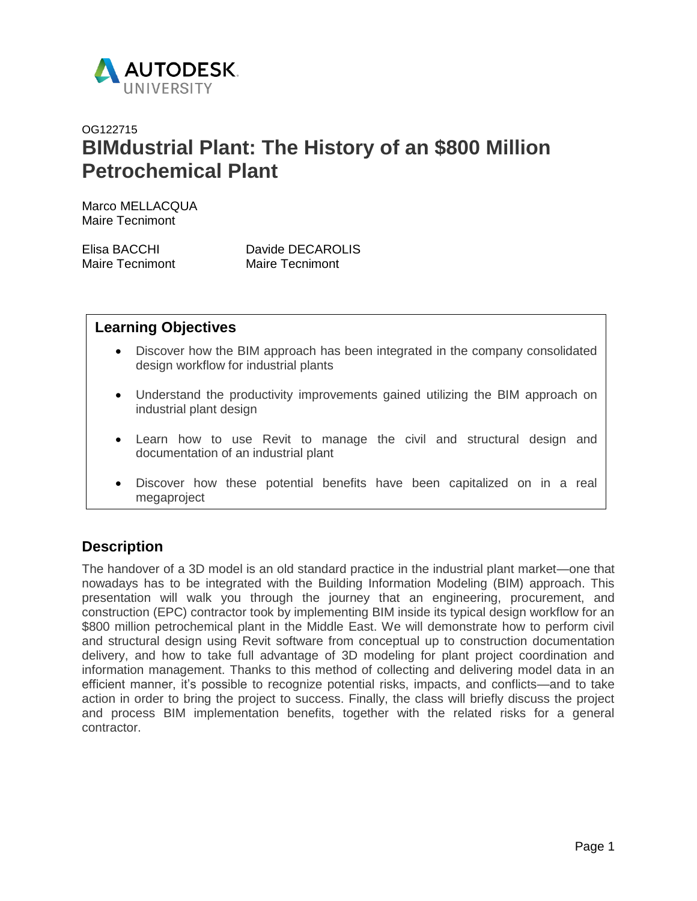OG122715

# BIMdustrial Plant: The History of an $800 Million Petrochemical Plant

Marco MELLACQUA
Maire Tecnimont

Elisa BACCHI
Maire Tecnimont

Davide DECAROLIS
Maire Tecnimont

## Learning Objectives

- Discover how the BIM approach has been integrated in the company consolidated design workflow for industrial plants
- Understand the productivity improvements gained utilizing the BIM approach on industrial plant design
- Learn how to use Revit to manage the civil and structural design and documentation of an industrial plant
- Discover how these potential benefits have been capitalized on in a real megaproject

## Description

The handover of a 3D model is an old standard practice in the industrial plant market—one that nowadays has to be integrated with the Building Information Modeling (BIM) approach. This presentation will walk you through the journey that an engineering, procurement, and construction (EPC) contractor took by implementing BIM inside its typical design workflow for an $800 million petrochemical plant in the Middle East. We will demonstrate how to perform civil and structural design using Revit software from conceptual up to construction documentation delivery, and how to take full advantage of 3D modeling for plant project coordination and information management. Thanks to this method of collecting and delivering model data in an efficient manner, it's possible to recognize potential risks, impacts, and conflicts—and to take action in order to bring the project to success. Finally, the class will briefly discuss the project and process BIM implementation benefits, together with the related risks for a general contractor.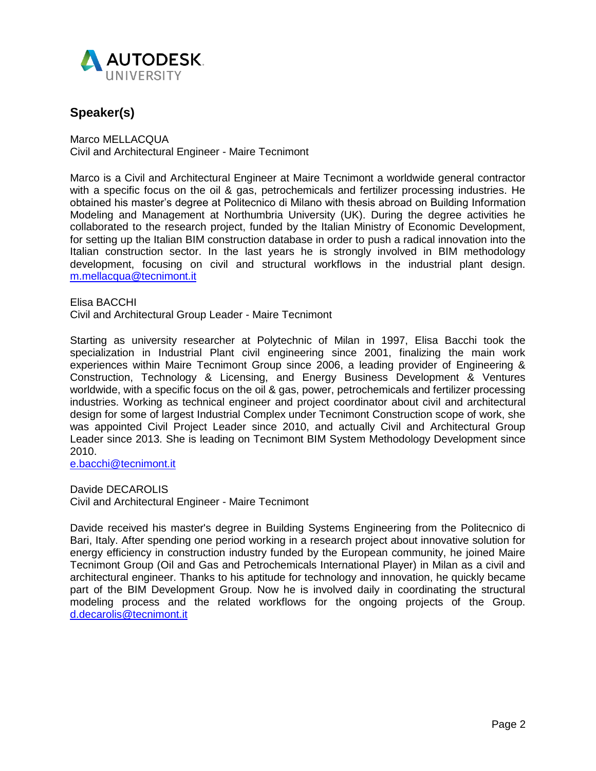## Speaker(s)

Marco MELLACQUA
Civil and Architectural Engineer - Maire Tecnimont

Marco is a Civil and Architectural Engineer at Maire Tecnimont a worldwide general contractor with a specific focus on the oil & gas, petrochemicals and fertilizer processing industries. He obtained his master's degree at Politecnico di Milano with thesis abroad on Building Information Modeling and Management at Northumbria University (UK). During the degree activities he collaborated to the research project, funded by the Italian Ministry of Economic Development, for setting up the Italian BIM construction database in order to push a radical innovation into the Italian construction sector. In the last years he is strongly involved in BIM methodology development, focusing on civil and structural workflows in the industrial plant design. m.mellacqua@tecnimont.it

Elisa BACCHI
Civil and Architectural Group Leader - Maire Tecnimont

Starting as university researcher at Polytechnic of Milan in 1997, Elisa Bacchi took the specialization in Industrial Plant civil engineering since 2001, finalizing the main work experiences within Maire Tecnimont Group since 2006, a leading provider of Engineering & Construction, Technology & Licensing, and Energy Business Development & Ventures worldwide, with a specific focus on the oil & gas, power, petrochemicals and fertilizer processing industries. Working as technical engineer and project coordinator about civil and architectural design for some of largest Industrial Complex under Tecnimont Construction scope of work, she was appointed Civil Project Leader since 2010, and actually Civil and Architectural Group Leader since 2013. She is leading on Tecnimont BIM System Methodology Development since 2010.
e.bacchi@tecnimont.it

Davide DECAROLIS
Civil and Architectural Engineer - Maire Tecnimont

Davide received his master's degree in Building Systems Engineering from the Politecnico di Bari, Italy. After spending one period working in a research project about innovative solution for energy efficiency in construction industry funded by the European community, he joined Maire Tecnimont Group (Oil and Gas and Petrochemicals International Player) in Milan as a civil and architectural engineer. Thanks to his aptitude for technology and innovation, he quickly became part of the BIM Development Group. Now he is involved daily in coordinating the structural modeling process and the related workflows for the ongoing projects of the Group. d.decarolis@tecnimont.it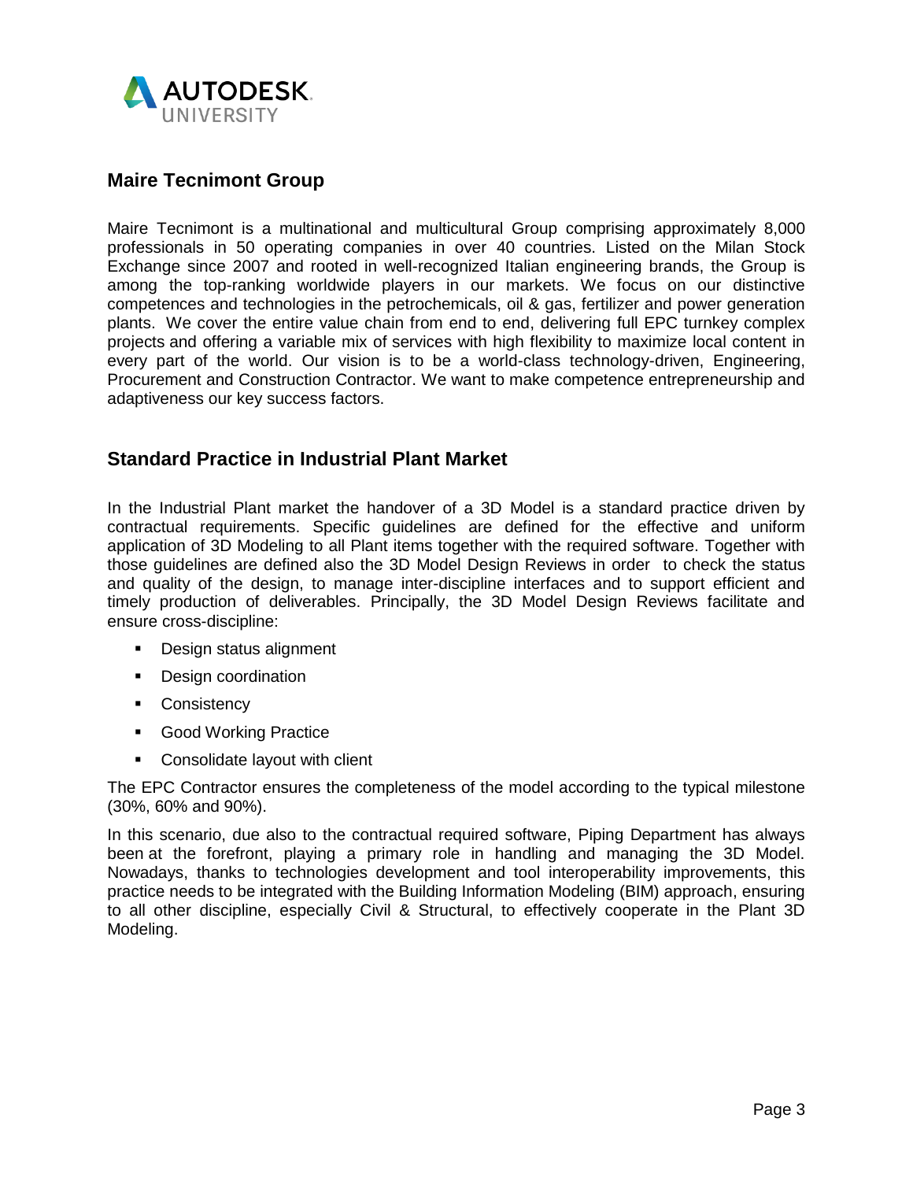## Maire Tecnimont Group

Maire Tecnimont is a multinational and multicultural Group comprising approximately 8,000 professionals in 50 operating companies in over 40 countries. Listed on the Milan Stock Exchange since 2007 and rooted in well-recognized Italian engineering brands, the Group is among the top-ranking worldwide players in our markets. We focus on our distinctive competences and technologies in the petrochemicals, oil & gas, fertilizer and power generation plants. We cover the entire value chain from end to end, delivering full EPC turnkey complex projects and offering a variable mix of services with high flexibility to maximize local content in every part of the world. Our vision is to be a world-class technology-driven, Engineering, Procurement and Construction Contractor. We want to make competence entrepreneurship and adaptiveness our key success factors.

## Standard Practice in Industrial Plant Market

In the Industrial Plant market the handover of a 3D Model is a standard practice driven by contractual requirements. Specific guidelines are defined for the effective and uniform application of 3D Modeling to all Plant items together with the required software. Together with those guidelines are defined also the 3D Model Design Reviews in order to check the status and quality of the design, to manage inter-discipline interfaces and to support efficient and timely production of deliverables. Principally, the 3D Model Design Reviews facilitate and ensure cross-discipline:

- Design status alignment
- Design coordination
- Consistency
- Good Working Practice
- Consolidate layout with client

The EPC Contractor ensures the completeness of the model according to the typical milestone (30%, 60% and 90%).

In this scenario, due also to the contractual required software, Piping Department has always been at the forefront, playing a primary role in handling and managing the 3D Model. Nowadays, thanks to technologies development and tool interoperability improvements, this practice needs to be integrated with the Building Information Modeling (BIM) approach, ensuring to all other discipline, especially Civil & Structural, to effectively cooperate in the Plant 3D Modeling.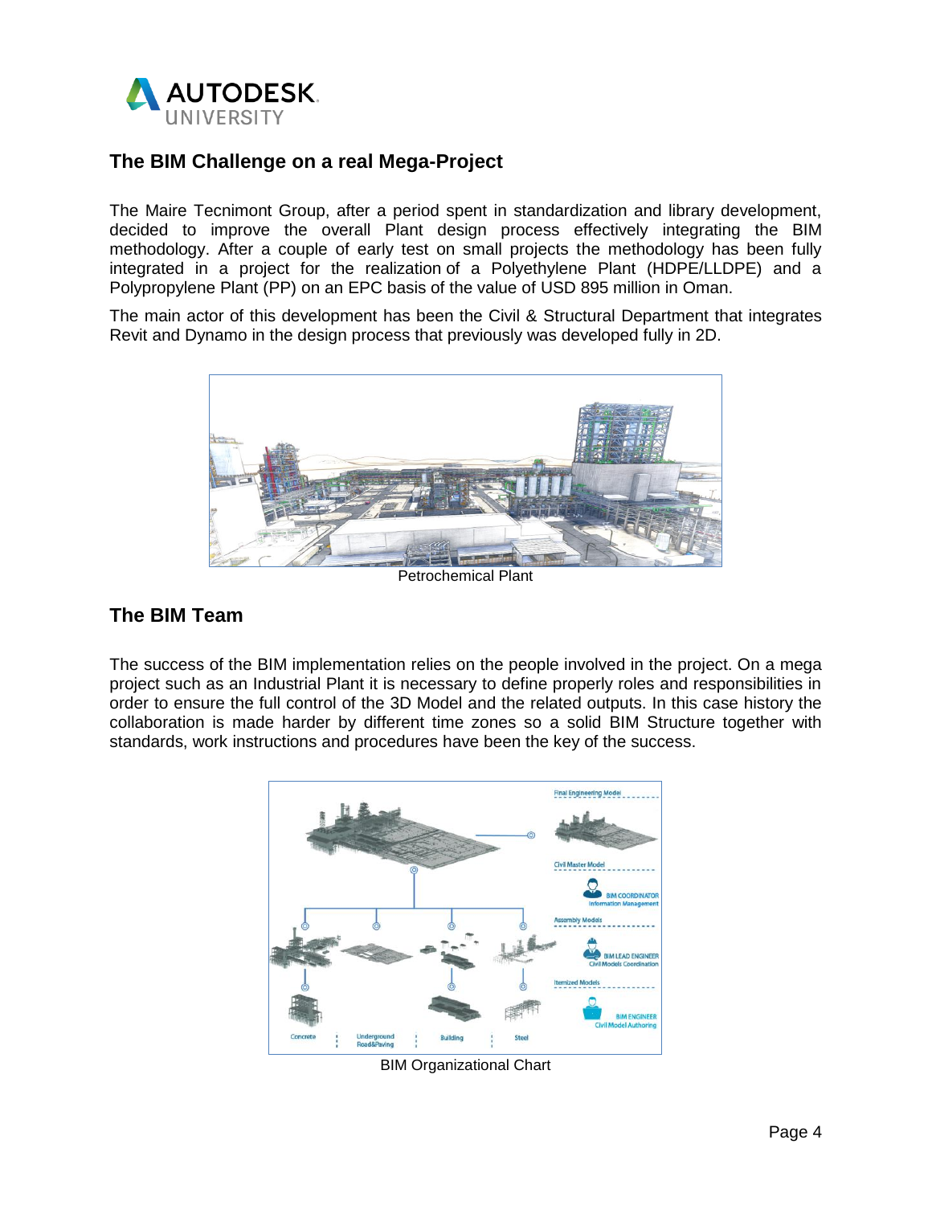## The BIM Challenge on a real Mega-Project

The Maire Tecnimont Group, after a period spent in standardization and library development, decided to improve the overall Plant design process effectively integrating the BIM methodology. After a couple of early test on small projects the methodology has been fully integrated in a project for the realization of a Polyethylene Plant (HDPE/LLDPE) and a Polypropylene Plant (PP) on an EPC basis of the value of USD 895 million in Oman.

The main actor of this development has been the Civil & Structural Department that integrates Revit and Dynamo in the design process that previously was developed fully in 2D.

Petrochemical Plant

## The BIM Team

The success of the BIM implementation relies on the people involved in the project. On a mega project such as an Industrial Plant it is necessary to define properly roles and responsibilities in order to ensure the full control of the 3D Model and the related outputs. In this case history the collaboration is made harder by different time zones so a solid BIM Structure together with standards, work instructions and procedures have been the key of the success.

BIM Organizational Chart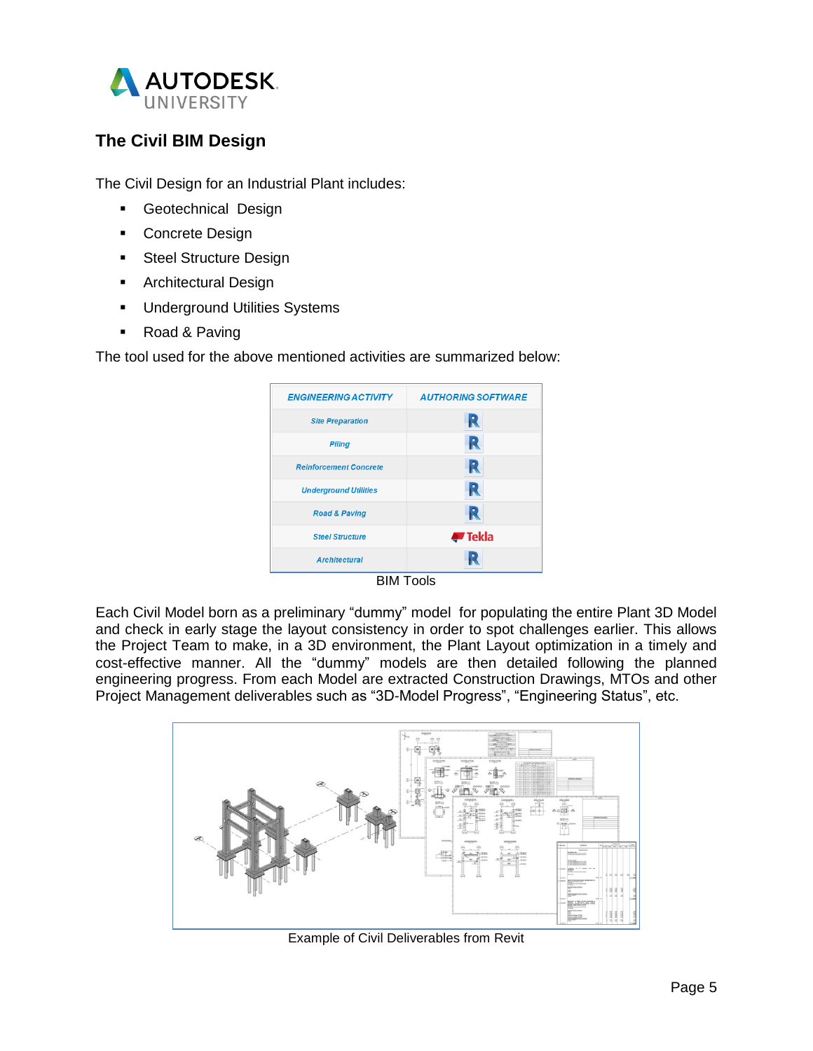## The Civil BIM Design

The Civil Design for an Industrial Plant includes:

- Geotechnical Design
- Concrete Design
- Steel Structure Design
- Architectural Design
- Underground Utilities Systems
- Road & Paving

The tool used for the above mentioned activities are summarized below:

| ENGINEERING ACTIVITY | AUTHORING SOFTWARE |
|---|---|
| Site Preparation | R |
| Piling | R |
| Reinforcement Concrete | R |
| Underground Utilities | R |
| Road & Paving | R |
| Steel Structure | Tekla |
| Architectural | R |

BIM Tools

Each Civil Model born as a preliminary "dummy" model for populating the entire Plant 3D Model and check in early stage the layout consistency in order to spot challenges earlier. This allows the Project Team to make, in a 3D environment, the Plant Layout optimization in a timely and cost-effective manner. All the "dummy" models are then detailed following the planned engineering progress. From each Model are extracted Construction Drawings, MTOs and other Project Management deliverables such as "3D-Model Progress", "Engineering Status", etc.

Example of Civil Deliverables from Revit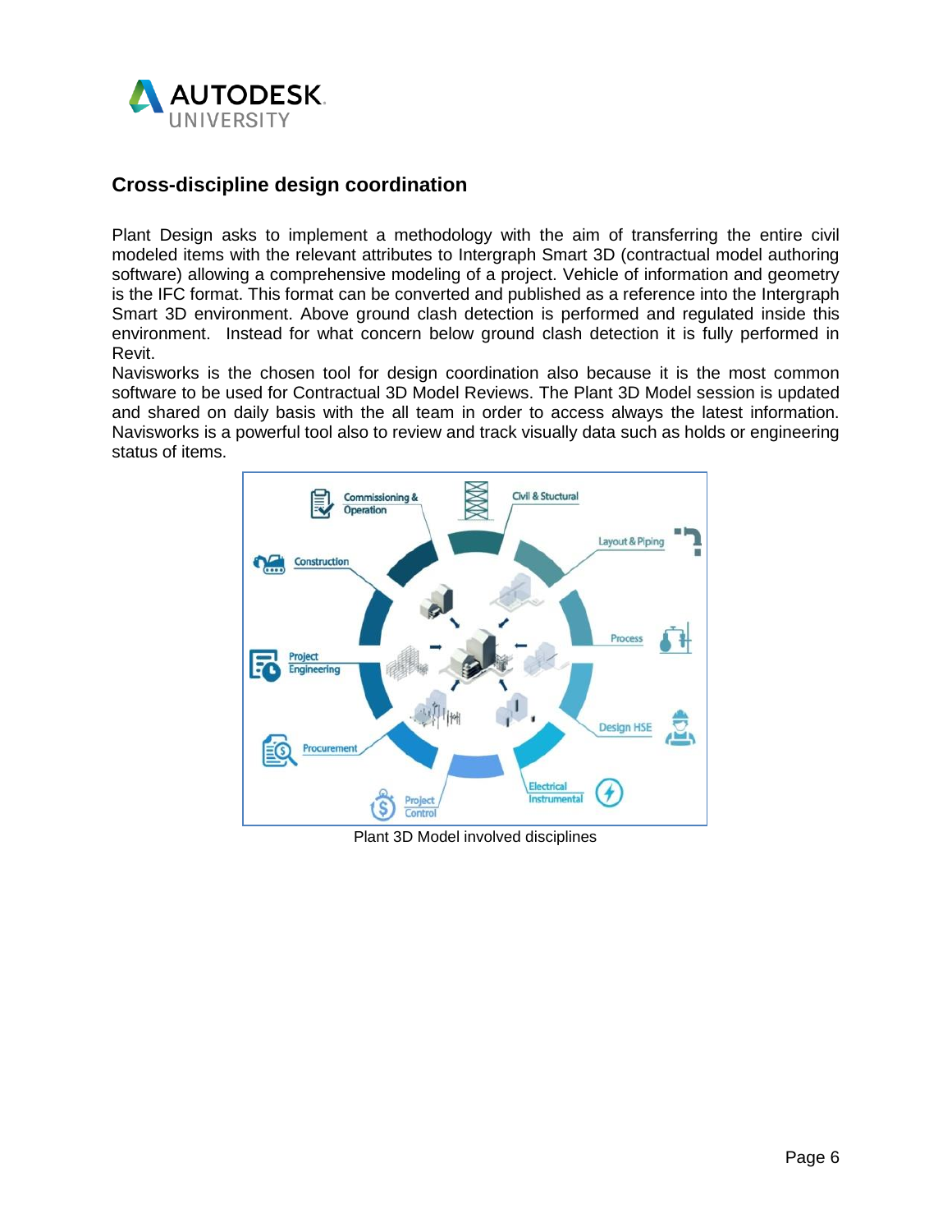## Cross-discipline design coordination

Plant Design asks to implement a methodology with the aim of transferring the entire civil modeled items with the relevant attributes to Intergraph Smart 3D (contractual model authoring software) allowing a comprehensive modeling of a project. Vehicle of information and geometry is the IFC format. This format can be converted and published as a reference into the Intergraph Smart 3D environment. Above ground clash detection is performed and regulated inside this environment. Instead for what concern below ground clash detection it is fully performed in Revit.

Navisworks is the chosen tool for design coordination also because it is the most common software to be used for Contractual 3D Model Reviews. The Plant 3D Model session is updated and shared on daily basis with the all team in order to access always the latest information. Navisworks is a powerful tool also to review and track visually data such as holds or engineering status of items.

Plant 3D Model involved disciplines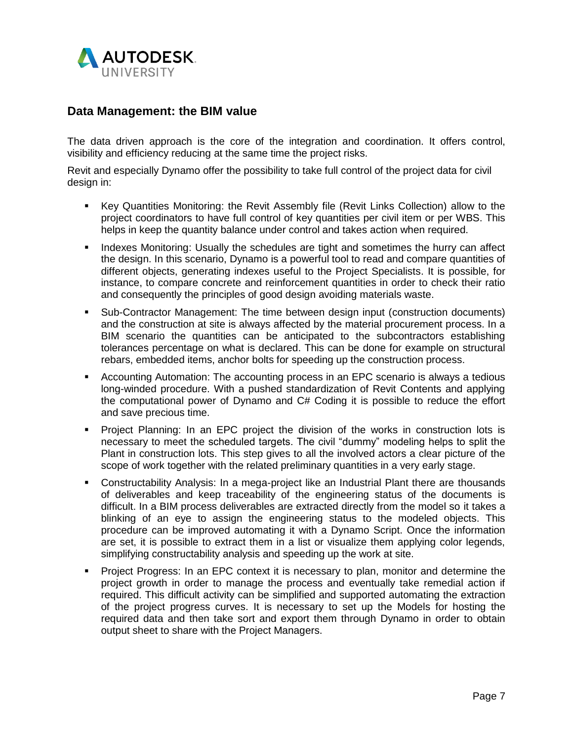## Data Management: the BIM value

The data driven approach is the core of the integration and coordination. It offers control, visibility and efficiency reducing at the same time the project risks.

Revit and especially Dynamo offer the possibility to take full control of the project data for civil design in:

- Key Quantities Monitoring: the Revit Assembly file (Revit Links Collection) allow to the project coordinators to have full control of key quantities per civil item or per WBS. This helps in keep the quantity balance under control and takes action when required.
- Indexes Monitoring: Usually the schedules are tight and sometimes the hurry can affect the design. In this scenario, Dynamo is a powerful tool to read and compare quantities of different objects, generating indexes useful to the Project Specialists. It is possible, for instance, to compare concrete and reinforcement quantities in order to check their ratio and consequently the principles of good design avoiding materials waste.
- Sub-Contractor Management: The time between design input (construction documents) and the construction at site is always affected by the material procurement process. In a BIM scenario the quantities can be anticipated to the subcontractors establishing tolerances percentage on what is declared. This can be done for example on structural rebars, embedded items, anchor bolts for speeding up the construction process.
- Accounting Automation: The accounting process in an EPC scenario is always a tedious long-winded procedure. With a pushed standardization of Revit Contents and applying the computational power of Dynamo and C# Coding it is possible to reduce the effort and save precious time.
- Project Planning: In an EPC project the division of the works in construction lots is necessary to meet the scheduled targets. The civil "dummy" modeling helps to split the Plant in construction lots. This step gives to all the involved actors a clear picture of the scope of work together with the related preliminary quantities in a very early stage.
- Constructability Analysis: In a mega-project like an Industrial Plant there are thousands of deliverables and keep traceability of the engineering status of the documents is difficult. In a BIM process deliverables are extracted directly from the model so it takes a blinking of an eye to assign the engineering status to the modeled objects. This procedure can be improved automating it with a Dynamo Script. Once the information are set, it is possible to extract them in a list or visualize them applying color legends, simplifying constructability analysis and speeding up the work at site.
- Project Progress: In an EPC context it is necessary to plan, monitor and determine the project growth in order to manage the process and eventually take remedial action if required. This difficult activity can be simplified and supported automating the extraction of the project progress curves. It is necessary to set up the Models for hosting the required data and then take sort and export them through Dynamo in order to obtain output sheet to share with the Project Managers.